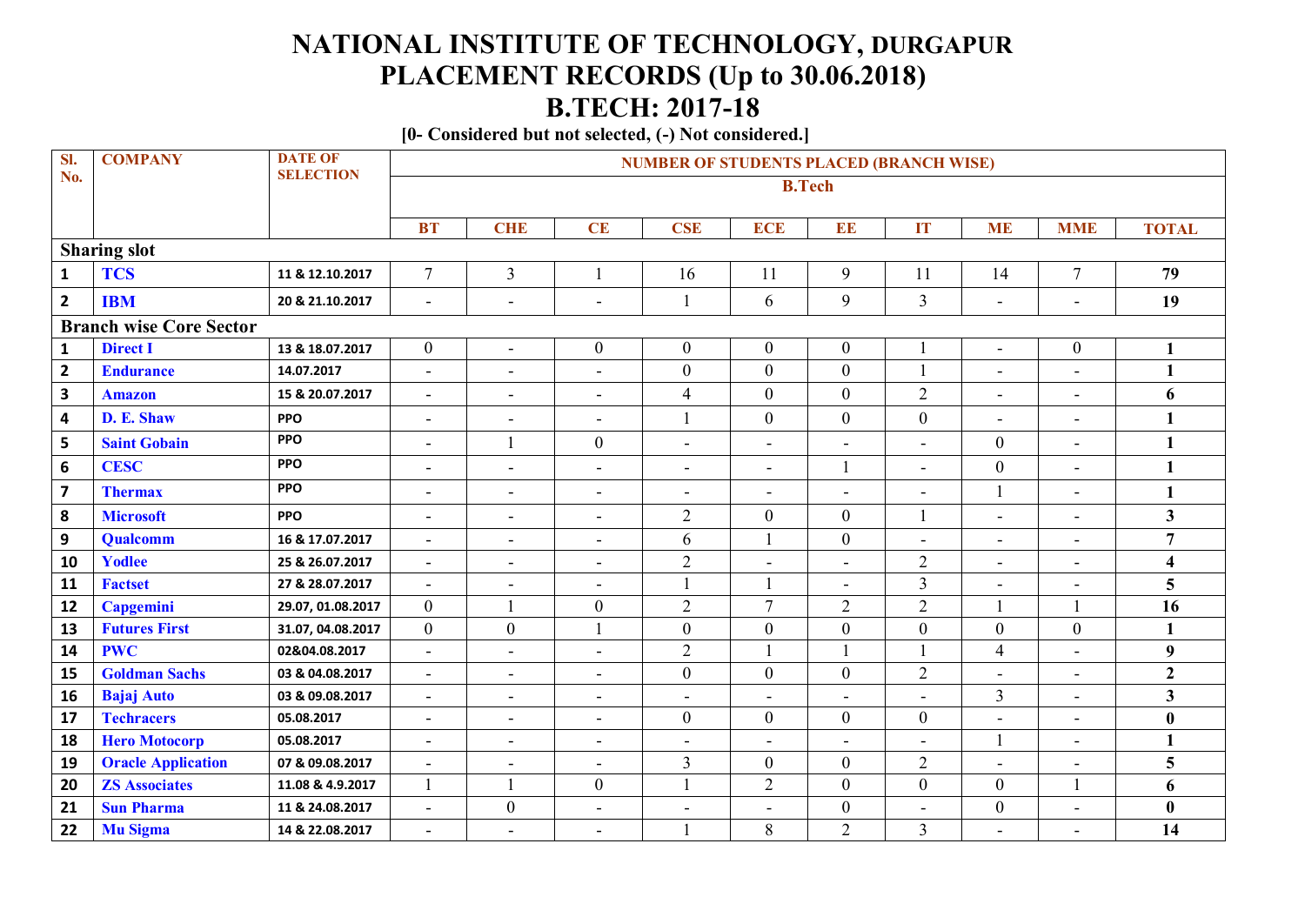# NATIONAL INSTITUTE OF TECHNOLOGY, DURGAPUR
# PLACEMENT RECORDS (Up to 30.06.2018)
# B.TECH: 2017-18

**[0- Considered but not selected, (-) Not considered.]**

| Sl. No. | COMPANY | DATE OF SELECTION | NUMBER OF STUDENTS PLACED (BRANCH WISE) | | | | | | | | | |
|---|---|---|---|---|---|---|---|---|---|---|---|---|
| | | | B.Tech | | | | | | | | | |
| | | | BT | CHE | CE | CSE | ECE | EE | IT | ME | MME | TOTAL |
| **Sharing slot** | | | | | | | | | | | | |
| 1 | TCS | 11 & 12.10.2017 | 7 | 3 | 1 | 16 | 11 | 9 | 11 | 14 | 7 | **79** |
| 2 | IBM | 20 & 21.10.2017 | - | - | - | 1 | 6 | 9 | 3 | - | - | **19** |
| **Branch wise Core Sector** | | | | | | | | | | | | |
| 1 | Direct I | 13 & 18.07.2017 | 0 | - | 0 | 0 | 0 | 0 | 1 | - | 0 | **1** |
| 2 | Endurance | 14.07.2017 | - | - | - | 0 | 0 | 0 | 1 | - | - | **1** |
| 3 | Amazon | 15 & 20.07.2017 | - | - | - | 4 | 0 | 0 | 2 | - | - | **6** |
| 4 | D. E. Shaw | PPO | - | - | - | 1 | 0 | 0 | 0 | - | - | **1** |
| 5 | Saint Gobain | PPO | - | 1 | 0 | - | - | - | - | 0 | - | **1** |
| 6 | CESC | PPO | - | - | - | - | - | 1 | - | 0 | - | **1** |
| 7 | Thermax | PPO | - | - | - | - | - | - | - | 1 | - | **1** |
| 8 | Microsoft | PPO | - | - | - | 2 | 0 | 0 | 1 | - | - | **3** |
| 9 | Qualcomm | 16 & 17.07.2017 | - | - | - | 6 | 1 | 0 | - | - | - | **7** |
| 10 | Yodlee | 25 & 26.07.2017 | - | - | - | 2 | - | - | 2 | - | - | **4** |
| 11 | Factset | 27 & 28.07.2017 | - | - | - | 1 | 1 | - | 3 | - | - | **5** |
| 12 | Capgemini | 29.07, 01.08.2017 | 0 | 1 | 0 | 2 | 7 | 2 | 2 | 1 | 1 | **16** |
| 13 | Futures First | 31.07, 04.08.2017 | 0 | 0 | 1 | 0 | 0 | 0 | 0 | 0 | 0 | **1** |
| 14 | PWC | 02&04.08.2017 | - | - | - | 2 | 1 | 1 | 1 | 4 | - | **9** |
| 15 | Goldman Sachs | 03 & 04.08.2017 | - | - | - | 0 | 0 | 0 | 2 | - | - | **2** |
| 16 | Bajaj Auto | 03 & 09.08.2017 | - | - | - | - | - | - | - | 3 | - | **3** |
| 17 | Techracers | 05.08.2017 | - | - | - | 0 | 0 | 0 | 0 | - | - | **0** |
| 18 | Hero Motocorp | 05.08.2017 | - | - | - | - | - | - | - | 1 | - | **1** |
| 19 | Oracle Application | 07 & 09.08.2017 | - | - | - | 3 | 0 | 0 | 2 | - | - | **5** |
| 20 | ZS Associates | 11.08 & 4.9.2017 | 1 | 1 | 0 | 1 | 2 | 0 | 0 | 0 | 1 | **6** |
| 21 | Sun Pharma | 11 & 24.08.2017 | - | 0 | - | - | - | 0 | - | 0 | - | **0** |
| 22 | Mu Sigma | 14 & 22.08.2017 | - | - | - | 1 | 8 | 2 | 3 | - | - | **14** |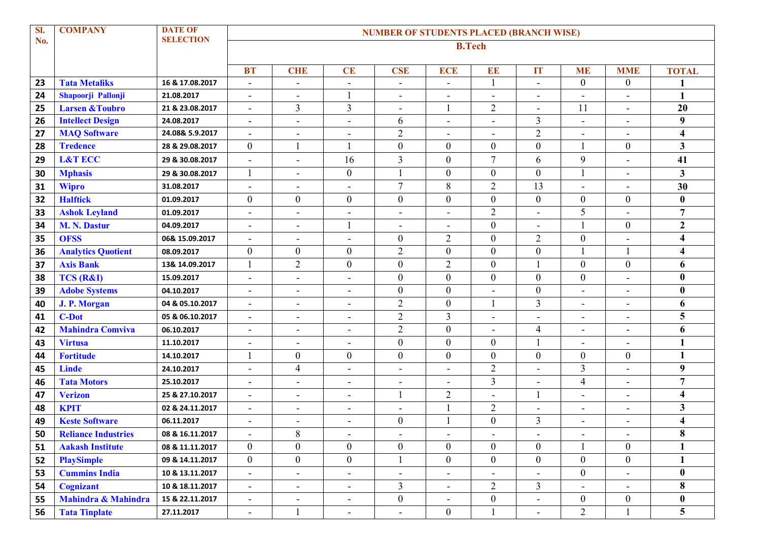| Sl. No. | COMPANY | DATE OF SELECTION | NUMBER OF STUDENTS PLACED (BRANCH WISE) | | | | | | | | | |
|---|---|---|---|---|---|---|---|---|---|---|---|---|
| | | | B.Tech | | | | | | | | | |
| | | | BT | CHE | CE | CSE | ECE | EE | IT | ME | MME | TOTAL |
| 23 | Tata Metaliks | 16 & 17.08.2017 | - | - | - | - | - | 1 | - | 0 | 0 | **1** |
| 24 | Shapoorji Pallonji | 21.08.2017 | - | - | 1 | - | - | - | - | - | - | **1** |
| 25 | Larsen &Toubro | 21 & 23.08.2017 | - | 3 | 3 | - | 1 | 2 | - | 11 | - | **20** |
| 26 | Intellect Design | 24.08.2017 | - | - | - | 6 | - | - | 3 | - | - | **9** |
| 27 | MAQ Software | 24.08& 5.9.2017 | - | - | - | 2 | - | - | 2 | - | - | **4** |
| 28 | Tredence | 28 & 29.08.2017 | 0 | 1 | 1 | 0 | 0 | 0 | 0 | 1 | 0 | **3** |
| 29 | L&T ECC | 29 & 30.08.2017 | - | - | 16 | 3 | 0 | 7 | 6 | 9 | - | **41** |
| 30 | Mphasis | 29 & 30.08.2017 | 1 | - | 0 | 1 | 0 | 0 | 0 | 1 | - | **3** |
| 31 | Wipro | 31.08.2017 | - | - | - | 7 | 8 | 2 | 13 | - | - | **30** |
| 32 | Halftick | 01.09.2017 | 0 | 0 | 0 | 0 | 0 | 0 | 0 | 0 | 0 | **0** |
| 33 | Ashok Leyland | 01.09.2017 | - | - | - | - | - | 2 | - | 5 | - | **7** |
| 34 | M. N. Dastur | 04.09.2017 | - | - | 1 | - | - | 0 | - | 1 | 0 | **2** |
| 35 | OFSS | 06& 15.09.2017 | - | - | - | 0 | 2 | 0 | 2 | 0 | - | **4** |
| 36 | Analytics Quotient | 08.09.2017 | 0 | 0 | 0 | 2 | 0 | 0 | 0 | 1 | 1 | **4** |
| 37 | Axis Bank | 13& 14.09.2017 | 1 | 2 | 0 | 0 | 2 | 0 | 1 | 0 | 0 | **6** |
| 38 | TCS (R&I) | 15.09.2017 | - | - | - | 0 | 0 | 0 | 0 | 0 | - | **0** |
| 39 | Adobe Systems | 04.10.2017 | - | - | - | 0 | 0 | - | 0 | - | - | **0** |
| 40 | J. P. Morgan | 04 & 05.10.2017 | - | - | - | 2 | 0 | 1 | 3 | - | - | **6** |
| 41 | C-Dot | 05 & 06.10.2017 | - | - | - | 2 | 3 | - | - | - | - | **5** |
| 42 | Mahindra Comviva | 06.10.2017 | - | - | - | 2 | 0 | - | 4 | - | - | **6** |
| 43 | Virtusa | 11.10.2017 | - | - | - | 0 | 0 | 0 | 1 | - | - | **1** |
| 44 | Fortitude | 14.10.2017 | 1 | 0 | 0 | 0 | 0 | 0 | 0 | 0 | 0 | **1** |
| 45 | Linde | 24.10.2017 | - | 4 | - | - | - | 2 | - | 3 | - | **9** |
| 46 | Tata Motors | 25.10.2017 | - | - | - | - | - | 3 | - | 4 | - | **7** |
| 47 | Verizon | 25 & 27.10.2017 | - | - | - | 1 | 2 | - | 1 | - | - | **4** |
| 48 | KPIT | 02 & 24.11.2017 | - | - | - | - | 1 | 2 | - | - | - | **3** |
| 49 | Keste Software | 06.11.2017 | - | - | - | 0 | 1 | 0 | 3 | - | - | **4** |
| 50 | Reliance Industries | 08 & 16.11.2017 | - | 8 | - | - | - | - | - | - | - | **8** |
| 51 | Aakash Institute | 08 & 11.11.2017 | 0 | 0 | 0 | 0 | 0 | 0 | 0 | 1 | 0 | **1** |
| 52 | PlaySimple | 09 & 14.11.2017 | 0 | 0 | 0 | 1 | 0 | 0 | 0 | 0 | 0 | **1** |
| 53 | Cummins India | 10 & 13.11.2017 | - | - | - | - | - | - | - | 0 | - | **0** |
| 54 | Cognizant | 10 & 18.11.2017 | - | - | - | 3 | - | 2 | 3 | - | - | **8** |
| 55 | Mahindra & Mahindra | 15 & 22.11.2017 | - | - | - | 0 | - | 0 | - | 0 | 0 | **0** |
| 56 | Tata Tinplate | 27.11.2017 | - | 1 | - | - | 0 | 1 | - | 2 | 1 | **5** |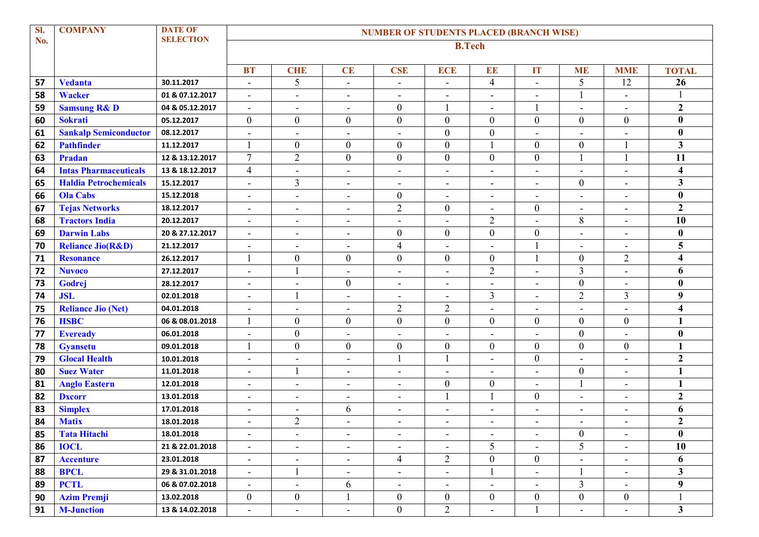| Sl. No. | COMPANY | DATE OF SELECTION | NUMBER OF STUDENTS PLACED (BRANCH WISE) | | | | | | | | | |
|---|---|---|---|---|---|---|---|---|---|---|---|---|
| | | | B.Tech | | | | | | | | | |
| | | | BT | CHE | CE | CSE | ECE | EE | IT | ME | MME | TOTAL |
| 57 | Vedanta | 30.11.2017 | - | 5 | - | - | - | 4 | - | 5 | 12 | 26 |
| 58 | Wacker | 01 & 07.12.2017 | - | - | - | - | - | - | - | 1 | - | 1 |
| 59 | Samsung R& D | 04 & 05.12.2017 | - | - | - | 0 | 1 | - | 1 | - | - | 2 |
| 60 | Sokrati | 05.12.2017 | 0 | 0 | 0 | 0 | 0 | 0 | 0 | 0 | 0 | 0 |
| 61 | Sankalp Semiconductor | 08.12.2017 | - | - | - | - | 0 | 0 | - | - | - | 0 |
| 62 | Pathfinder | 11.12.2017 | 1 | 0 | 0 | 0 | 0 | 1 | 0 | 0 | 1 | 3 |
| 63 | Pradan | 12 & 13.12.2017 | 7 | 2 | 0 | 0 | 0 | 0 | 0 | 1 | 1 | 11 |
| 64 | Intas Pharmaceuticals | 13 & 18.12.2017 | 4 | - | - | - | - | - | - | - | - | 4 |
| 65 | Haldia Petrochemicals | 15.12.2017 | - | 3 | - | - | - | - | - | 0 | - | 3 |
| 66 | Ola Cabs | 15.12.2018 | - | - | - | 0 | - | - | - | - | - | 0 |
| 67 | Tejas Networks | 18.12.2017 | - | - | - | 2 | 0 | - | 0 | - | - | 2 |
| 68 | Tractors India | 20.12.2017 | - | - | - | - | - | 2 | - | 8 | - | 10 |
| 69 | Darwin Labs | 20 & 27.12.2017 | - | - | - | 0 | 0 | 0 | 0 | - | - | 0 |
| 70 | Reliance Jio(R&D) | 21.12.2017 | - | - | - | 4 | - | - | 1 | - | - | 5 |
| 71 | Resonance | 26.12.2017 | 1 | 0 | 0 | 0 | 0 | 0 | 1 | 0 | 2 | 4 |
| 72 | Nuvoco | 27.12.2017 | - | 1 | - | - | - | 2 | - | 3 | - | 6 |
| 73 | Godrej | 28.12.2017 | - | - | 0 | - | - | - | - | 0 | - | 0 |
| 74 | JSL | 02.01.2018 | - | 1 | - | - | - | 3 | - | 2 | 3 | 9 |
| 75 | Reliance Jio (Net) | 04.01.2018 | - | - | - | 2 | 2 | - | - | - | - | 4 |
| 76 | HSBC | 06 & 08.01.2018 | 1 | 0 | 0 | 0 | 0 | 0 | 0 | 0 | 0 | 1 |
| 77 | Eveready | 06.01.2018 | - | 0 | - | - | - | - | - | 0 | - | 0 |
| 78 | Gyansetu | 09.01.2018 | 1 | 0 | 0 | 0 | 0 | 0 | 0 | 0 | 0 | 1 |
| 79 | Glocal Health | 10.01.2018 | - | - | - | 1 | 1 | - | 0 | - | - | 2 |
| 80 | Suez Water | 11.01.2018 | - | 1 | - | - | - | - | - | 0 | - | 1 |
| 81 | Anglo Eastern | 12.01.2018 | - | - | - | - | 0 | 0 | - | 1 | - | 1 |
| 82 | Dxcorr | 13.01.2018 | - | - | - | - | 1 | 1 | 0 | - | - | 2 |
| 83 | Simplex | 17.01.2018 | - | - | 6 | - | - | - | - | - | - | 6 |
| 84 | Matix | 18.01.2018 | - | 2 | - | - | - | - | - | - | - | 2 |
| 85 | Tata Hitachi | 18.01.2018 | - | - | - | - | - | - | - | 0 | - | 0 |
| 86 | IOCL | 21 & 22.01.2018 | - | - | - | - | - | 5 | - | 5 | - | 10 |
| 87 | Accenture | 23.01.2018 | - | - | - | 4 | 2 | 0 | 0 | - | - | 6 |
| 88 | BPCL | 29 & 31.01.2018 | - | 1 | - | - | - | 1 | - | 1 | - | 3 |
| 89 | PCTL | 06 & 07.02.2018 | - | - | 6 | - | - | - | - | 3 | - | 9 |
| 90 | Azim Premji | 13.02.2018 | 0 | 0 | 1 | 0 | 0 | 0 | 0 | 0 | 0 | 1 |
| 91 | M-Junction | 13 & 14.02.2018 | - | - | - | 0 | 2 | - | 1 | - | - | 3 |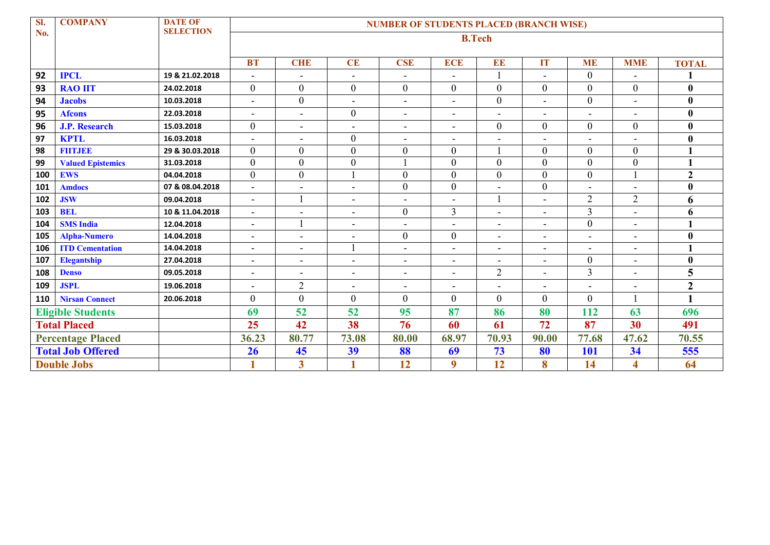| Sl. No. | COMPANY | DATE OF SELECTION | NUMBER OF STUDENTS PLACED (BRANCH WISE) | | | | | | | | | |
|---|---|---|---|---|---|---|---|---|---|---|---|---|
| | | | B.Tech | | | | | | | | | |
| | | | BT | CHE | CE | CSE | ECE | EE | IT | ME | MME | TOTAL |
| 92 | IPCL | 19 & 21.02.2018 | - | - | - | - | - | 1 | - | 0 | - | 1 |
| 93 | RAO IIT | 24.02.2018 | 0 | 0 | 0 | 0 | 0 | 0 | 0 | 0 | 0 | 0 |
| 94 | Jacobs | 10.03.2018 | - | 0 | - | - | - | 0 | - | 0 | - | 0 |
| 95 | Afcons | 22.03.2018 | - | - | 0 | - | - | - | - | - | - | 0 |
| 96 | J.P. Research | 15.03.2018 | 0 | - | - | - | - | 0 | 0 | 0 | 0 | 0 |
| 97 | KPTL | 16.03.2018 | - | - | 0 | - | - | - | - | - | - | 0 |
| 98 | FIITJEE | 29 & 30.03.2018 | 0 | 0 | 0 | 0 | 0 | 1 | 0 | 0 | 0 | 1 |
| 99 | Valued Epistemics | 31.03.2018 | 0 | 0 | 0 | 1 | 0 | 0 | 0 | 0 | 0 | 1 |
| 100 | EWS | 04.04.2018 | 0 | 0 | 1 | 0 | 0 | 0 | 0 | 0 | 1 | 2 |
| 101 | Amdocs | 07 & 08.04.2018 | - | - | - | 0 | 0 | - | 0 | - | - | 0 |
| 102 | JSW | 09.04.2018 | - | 1 | - | - | - | 1 | - | 2 | 2 | 6 |
| 103 | BEL | 10 & 11.04.2018 | - | - | - | 0 | 3 | - | - | 3 | - | 6 |
| 104 | SMS India | 12.04.2018 | - | 1 | - | - | - | - | - | 0 | - | 1 |
| 105 | Alpha-Numero | 14.04.2018 | - | - | - | 0 | 0 | - | - | - | - | 0 |
| 106 | ITD Cementation | 14.04.2018 | - | - | 1 | - | - | - | - | - | - | 1 |
| 107 | Elegantship | 27.04.2018 | - | - | - | - | - | - | - | 0 | - | 0 |
| 108 | Denso | 09.05.2018 | - | - | - | - | - | 2 | - | 3 | - | 5 |
| 109 | JSPL | 19.06.2018 | - | 2 | - | - | - | - | - | - | - | 2 |
| 110 | Nirsan Connect | 20.06.2018 | 0 | 0 | 0 | 0 | 0 | 0 | 0 | 0 | 1 | 1 |
| Eligible Students | | | 69 | 52 | 52 | 95 | 87 | 86 | 80 | 112 | 63 | 696 |
| Total Placed | | | 25 | 42 | 38 | 76 | 60 | 61 | 72 | 87 | 30 | 491 |
| Percentage Placed | | | 36.23 | 80.77 | 73.08 | 80.00 | 68.97 | 70.93 | 90.00 | 77.68 | 47.62 | 70.55 |
| Total Job Offered | | | 26 | 45 | 39 | 88 | 69 | 73 | 80 | 101 | 34 | 555 |
| Double Jobs | | | 1 | 3 | 1 | 12 | 9 | 12 | 8 | 14 | 4 | 64 |